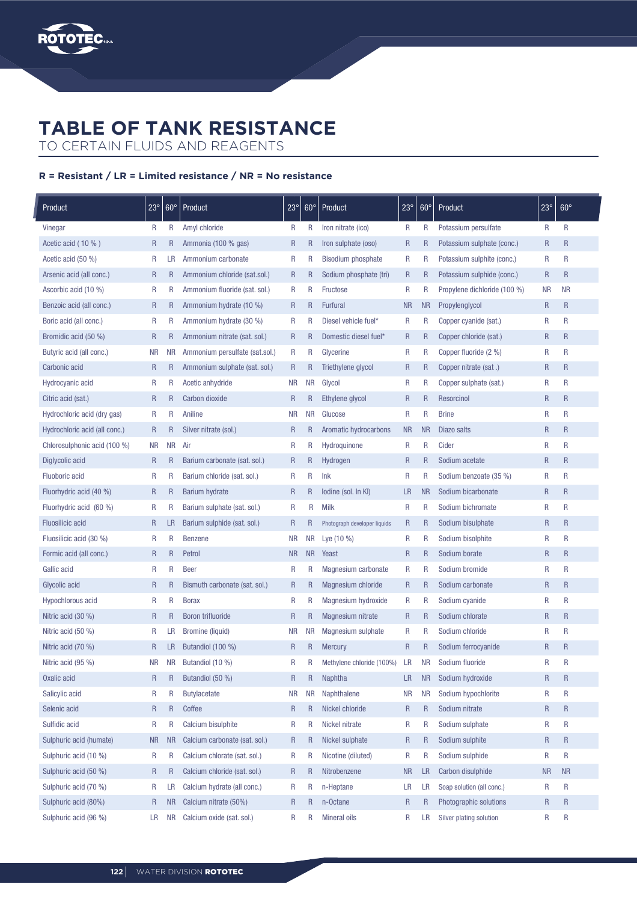# TABLE OF TANK RESISTANCE

TO CERTAIN FLUIDS AND REAGENTS

**R = Resistant / LR = Limited resistance / NR = No resistance**

| Product | 23° | 60° | Product | 23° | 60° | Product | 23° | 60° | Product | 23° | 60° |
|---|---|---|---|---|---|---|---|---|---|---|---|
| Vinegar | R | R | Amyl chloride | R | R | Iron nitrate (ico) | R | R | Potassium persulfate | R | R |
| Acetic acid ( 10 % ) | R | R | Ammonia (100 % gas) | R | R | Iron sulphate (oso) | R | R | Potassium sulphate (conc.) | R | R |
| Acetic acid (50 %) | R | LR | Ammonium carbonate | R | R | Bisodium phosphate | R | R | Potassium sulphite (conc.) | R | R |
| Arsenic acid (all conc.) | R | R | Ammonium chloride (sat.sol.) | R | R | Sodium phosphate (tri) | R | R | Potassium sulphide (conc.) | R | R |
| Ascorbic acid (10 %) | R | R | Ammonium fluoride (sat. sol.) | R | R | Fructose | R | R | Propylene dichloride (100 %) | NR | NR |
| Benzoic acid (all conc.) | R | R | Ammonium hydrate (10 %) | R | R | Furfural | NR | NR | Propylenglycol | R | R |
| Boric acid (all conc.) | R | R | Ammonium hydrate (30 %) | R | R | Diesel vehicle fuel* | R | R | Copper cyanide (sat.) | R | R |
| Bromidic acid (50 %) | R | R | Ammonium nitrate (sat. sol.) | R | R | Domestic diesel fuel* | R | R | Copper chloride (sat.) | R | R |
| Butyric acid (all conc.) | NR | NR | Ammonium persulfate (sat.sol.) | R | R | Glycerine | R | R | Copper fluoride (2 %) | R | R |
| Carbonic acid | R | R | Ammonium sulphate (sat. sol.) | R | R | Triethylene glycol | R | R | Copper nitrate (sat .) | R | R |
| Hydrocyanic acid | R | R | Acetic anhydride | NR | NR | Glycol | R | R | Copper sulphate (sat.) | R | R |
| Citric acid (sat.) | R | R | Carbon dioxide | R | R | Ethylene glycol | R | R | Resorcinol | R | R |
| Hydrochloric acid (dry gas) | R | R | Aniline | NR | NR | Glucose | R | R | Brine | R | R |
| Hydrochloric acid (all conc.) | R | R | Silver nitrate (sol.) | R | R | Aromatic hydrocarbons | NR | NR | Diazo salts | R | R |
| Chlorosulphonic acid (100 %) | NR | NR | Air | R | R | Hydroquinone | R | R | Cider | R | R |
| Diglycolic acid | R | R | Barium carbonate (sat. sol.) | R | R | Hydrogen | R | R | Sodium acetate | R | R |
| Fluoboric acid | R | R | Barium chloride (sat. sol.) | R | R | Ink | R | R | Sodium benzoate (35 %) | R | R |
| Fluorhydric acid (40 %) | R | R | Barium hydrate | R | R | Iodine (sol. In KI) | LR | NR | Sodium bicarbonate | R | R |
| Fluorhydric acid (60 %) | R | R | Barium sulphate (sat. sol.) | R | R | Milk | R | R | Sodium bichromate | R | R |
| Fluosilicic acid | R | LR | Barium sulphide (sat. sol.) | R | R | Photograph developer liquids | R | R | Sodium bisulphate | R | R |
| Fluosilicic acid (30 %) | R | R | Benzene | NR | NR | Lye (10 %) | R | R | Sodium bisolphite | R | R |
| Formic acid (all conc.) | R | R | Petrol | NR | NR | Yeast | R | R | Sodium borate | R | R |
| Gallic acid | R | R | Beer | R | R | Magnesium carbonate | R | R | Sodium bromide | R | R |
| Glycolic acid | R | R | Bismuth carbonate (sat. sol.) | R | R | Magnesium chloride | R | R | Sodium carbonate | R | R |
| Hypochlorous acid | R | R | Borax | R | R | Magnesium hydroxide | R | R | Sodium cyanide | R | R |
| Nitric acid (30 %) | R | R | Boron trifluoride | R | R | Magnesium nitrate | R | R | Sodium chlorate | R | R |
| Nitric acid (50 %) | R | LR | Bromine (liquid) | NR | NR | Magnesium sulphate | R | R | Sodium chloride | R | R |
| Nitric acid (70 %) | R | LR | Butandiol (100 %) | R | R | Mercury | R | R | Sodium ferrocyanide | R | R |
| Nitric acid (95 %) | NR | NR | Butandiol (10 %) | R | R | Methylene chloride (100%) | LR | NR | Sodium fluoride | R | R |
| Oxalic acid | R | R | Butandiol (50 %) | R | R | Naphtha | LR | NR | Sodium hydroxide | R | R |
| Salicylic acid | R | R | Butylacetate | NR | NR | Naphthalene | NR | NR | Sodium hypochlorite | R | R |
| Selenic acid | R | R | Coffee | R | R | Nickel chloride | R | R | Sodium nitrate | R | R |
| Sulfidic acid | R | R | Calcium bisulphite | R | R | Nickel nitrate | R | R | Sodium sulphate | R | R |
| Sulphuric acid (humate) | NR | NR | Calcium carbonate (sat. sol.) | R | R | Nickel sulphate | R | R | Sodium sulphite | R | R |
| Sulphuric acid (10 %) | R | R | Calcium chlorate (sat. sol.) | R | R | Nicotine (diluted) | R | R | Sodium sulphide | R | R |
| Sulphuric acid (50 %) | R | R | Calcium chloride (sat. sol.) | R | R | Nitrobenzene | NR | LR | Carbon disulphide | NR | NR |
| Sulphuric acid (70 %) | R | LR | Calcium hydrate (all conc.) | R | R | n-Heptane | LR | LR | Soap solution (all conc.) | R | R |
| Sulphuric acid (80%) | R | NR | Calcium nitrate (50%) | R | R | n-Octane | R | R | Photographic solutions | R | R |
| Sulphuric acid (96 %) | LR | NR | Calcium oxide (sat. sol.) | R | R | Mineral oils | R | LR | Silver plating solution | R | R |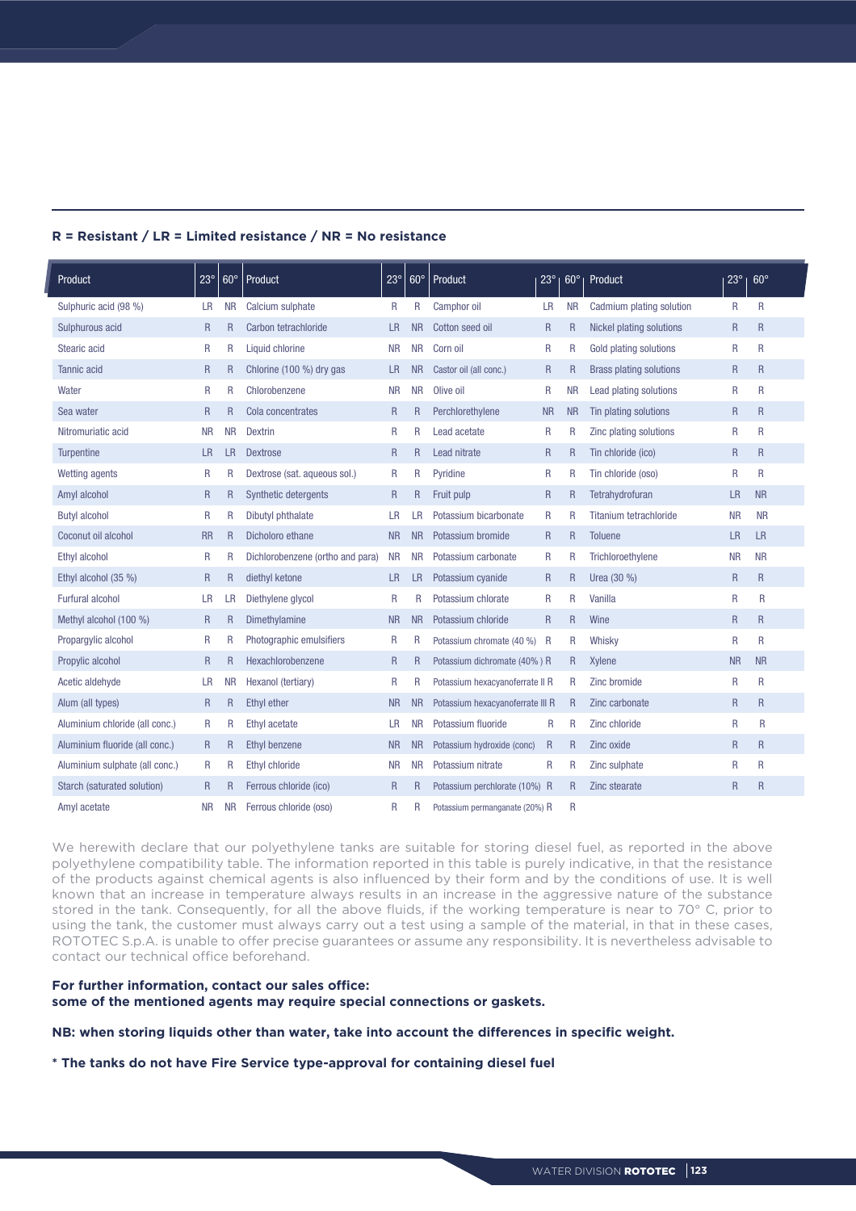**R = Resistant / LR = Limited resistance / NR = No resistance**

| Product | 23° | 60° | Product | 23° | 60° | Product | 23° | 60° | Product | 23° | 60° |
|---|---|---|---|---|---|---|---|---|---|---|---|
| Sulphuric acid (98 %) | LR | NR | Calcium sulphate | R | R | Camphor oil | LR | NR | Cadmium plating solution | R | R |
| Sulphurous acid | R | R | Carbon tetrachloride | LR | NR | Cotton seed oil | R | R | Nickel plating solutions | R | R |
| Stearic acid | R | R | Liquid chlorine | NR | NR | Corn oil | R | R | Gold plating solutions | R | R |
| Tannic acid | R | R | Chlorine (100 %) dry gas | LR | NR | Castor oil (all conc.) | R | R | Brass plating solutions | R | R |
| Water | R | R | Chlorobenzene | NR | NR | Olive oil | R | NR | Lead plating solutions | R | R |
| Sea water | R | R | Cola concentrates | R | R | Perchlorethylene | NR | NR | Tin plating solutions | R | R |
| Nitromuriatic acid | NR | NR | Dextrin | R | R | Lead acetate | R | R | Zinc plating solutions | R | R |
| Turpentine | LR | LR | Dextrose | R | R | Lead nitrate | R | R | Tin chloride (ico) | R | R |
| Wetting agents | R | R | Dextrose (sat. aqueous sol.) | R | R | Pyridine | R | R | Tin chloride (oso) | R | R |
| Amyl alcohol | R | R | Synthetic detergents | R | R | Fruit pulp | R | R | Tetrahydrofuran | LR | NR |
| Butyl alcohol | R | R | Dibutyl phthalate | LR | LR | Potassium bicarbonate | R | R | Titanium tetrachloride | NR | NR |
| Coconut oil alcohol | RR | R | Dicholoro ethane | NR | NR | Potassium bromide | R | R | Toluene | LR | LR |
| Ethyl alcohol | R | R | Dichlorobenzene (ortho and para) | NR | NR | Potassium carbonate | R | R | Trichloroethylene | NR | NR |
| Ethyl alcohol (35 %) | R | R | diethyl ketone | LR | LR | Potassium cyanide | R | R | Urea (30 %) | R | R |
| Furfural alcohol | LR | LR | Diethylene glycol | R | R | Potassium chlorate | R | R | Vanilla | R | R |
| Methyl alcohol (100 %) | R | R | Dimethylamine | NR | NR | Potassium chloride | R | R | Wine | R | R |
| Propargylic alcohol | R | R | Photographic emulsifiers | R | R | Potassium chromate (40 %) | R | R | Whisky | R | R |
| Propylic alcohol | R | R | Hexachlorobenzene | R | R | Potassium dichromate (40%) | R | R | Xylene | NR | NR |
| Acetic aldehyde | LR | NR | Hexanol (tertiary) | R | R | Potassium hexacyanoferrate II | R | R | Zinc bromide | R | R |
| Alum (all types) | R | R | Ethyl ether | NR | NR | Potassium hexacyanoferrate III | R | R | Zinc carbonate | R | R |
| Aluminium chloride (all conc.) | R | R | Ethyl acetate | LR | NR | Potassium fluoride | R | R | Zinc chloride | R | R |
| Aluminium fluoride (all conc.) | R | R | Ethyl benzene | NR | NR | Potassium hydroxide (conc) | R | R | Zinc oxide | R | R |
| Aluminium sulphate (all conc.) | R | R | Ethyl chloride | NR | NR | Potassium nitrate | R | R | Zinc sulphate | R | R |
| Starch (saturated solution) | R | R | Ferrous chloride (ico) | R | R | Potassium perchlorate (10%) | R | R | Zinc stearate | R | R |
| Amyl acetate | NR | NR | Ferrous chloride (oso) | R | R | Potassium permanganate (20%) | R | R | | | |

We herewith declare that our polyethylene tanks are suitable for storing diesel fuel, as reported in the above polyethylene compatibility table. The information reported in this table is purely indicative, in that the resistance of the products against chemical agents is also influenced by their form and by the conditions of use. It is well known that an increase in temperature always results in an increase in the aggressive nature of the substance stored in the tank. Consequently, for all the above fluids, if the working temperature is near to 70° C, prior to using the tank, the customer must always carry out a test using a sample of the material, in that in these cases, ROTOTEC S.p.A. is unable to offer precise guarantees or assume any responsibility. It is nevertheless advisable to contact our technical office beforehand.

**For further information, contact our sales office:**
**some of the mentioned agents may require special connections or gaskets.**

**NB: when storing liquids other than water, take into account the differences in specific weight.**

**\* The tanks do not have Fire Service type-approval for containing diesel fuel**